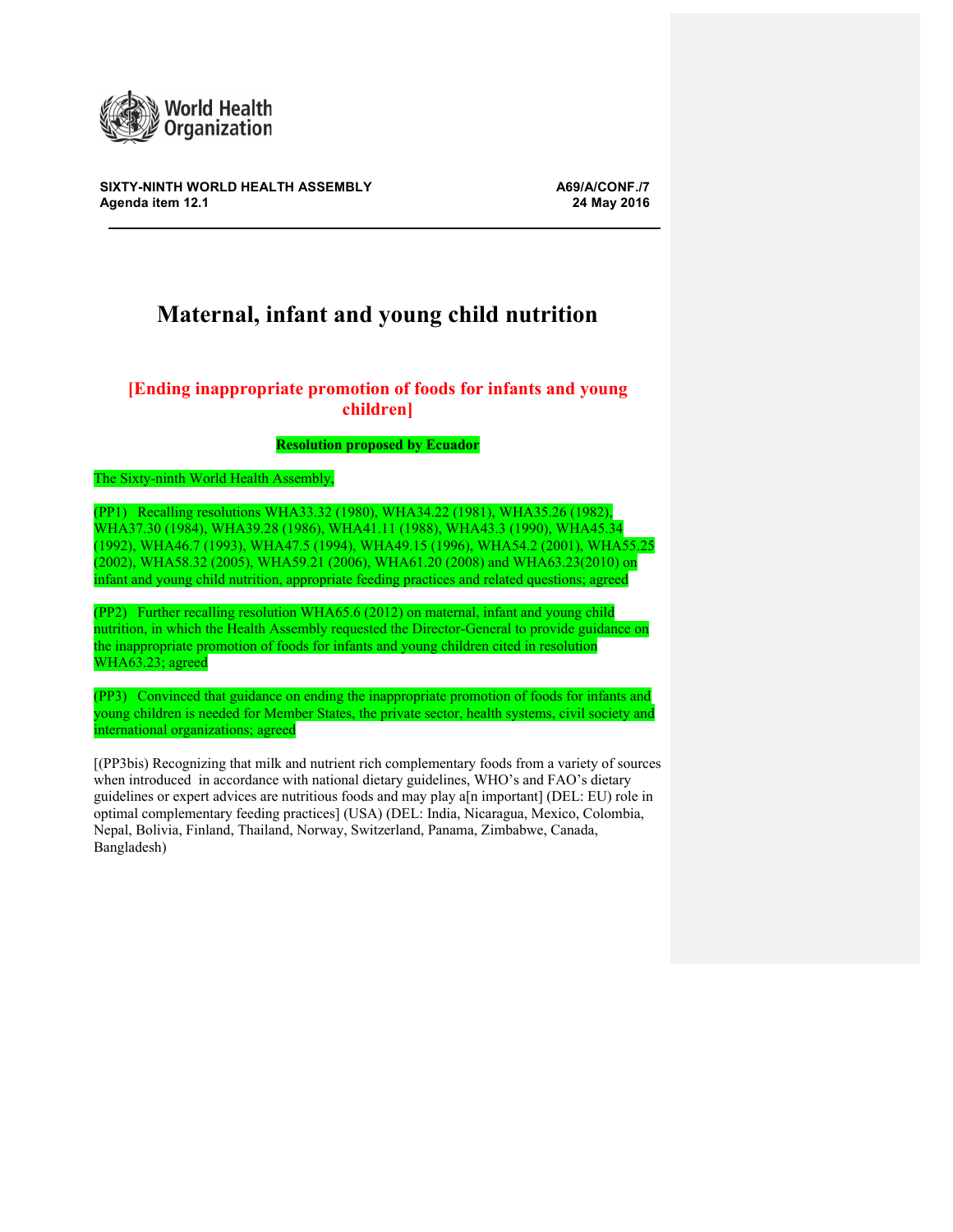**SIXTY-NINTH WORLD HEALTH ASSEMBLY**
**Agenda item 12.1**

**A69/A/CONF./7**
**24 May 2016**

# Maternal, infant and young child nutrition

## [Ending inappropriate promotion of foods for infants and young children]

**Resolution proposed by Ecuador**

The Sixty-ninth World Health Assembly,

(PP1) Recalling resolutions WHA33.32 (1980), WHA34.22 (1981), WHA35.26 (1982), WHA37.30 (1984), WHA39.28 (1986), WHA41.11 (1988), WHA43.3 (1990), WHA45.34 (1992), WHA46.7 (1993), WHA47.5 (1994), WHA49.15 (1996), WHA54.2 (2001), WHA55.25 (2002), WHA58.32 (2005), WHA59.21 (2006), WHA61.20 (2008) and WHA63.23(2010) on infant and young child nutrition, appropriate feeding practices and related questions; agreed

(PP2) Further recalling resolution WHA65.6 (2012) on maternal, infant and young child nutrition, in which the Health Assembly requested the Director-General to provide guidance on the inappropriate promotion of foods for infants and young children cited in resolution WHA63.23; agreed

(PP3) Convinced that guidance on ending the inappropriate promotion of foods for infants and young children is needed for Member States, the private sector, health systems, civil society and international organizations; agreed

[(PP3bis) Recognizing that milk and nutrient rich complementary foods from a variety of sources when introduced in accordance with national dietary guidelines, WHO's and FAO's dietary guidelines or expert advices are nutritious foods and may play a[n important] (DEL: EU) role in optimal complementary feeding practices] (USA) (DEL: India, Nicaragua, Mexico, Colombia, Nepal, Bolivia, Finland, Thailand, Norway, Switzerland, Panama, Zimbabwe, Canada, Bangladesh)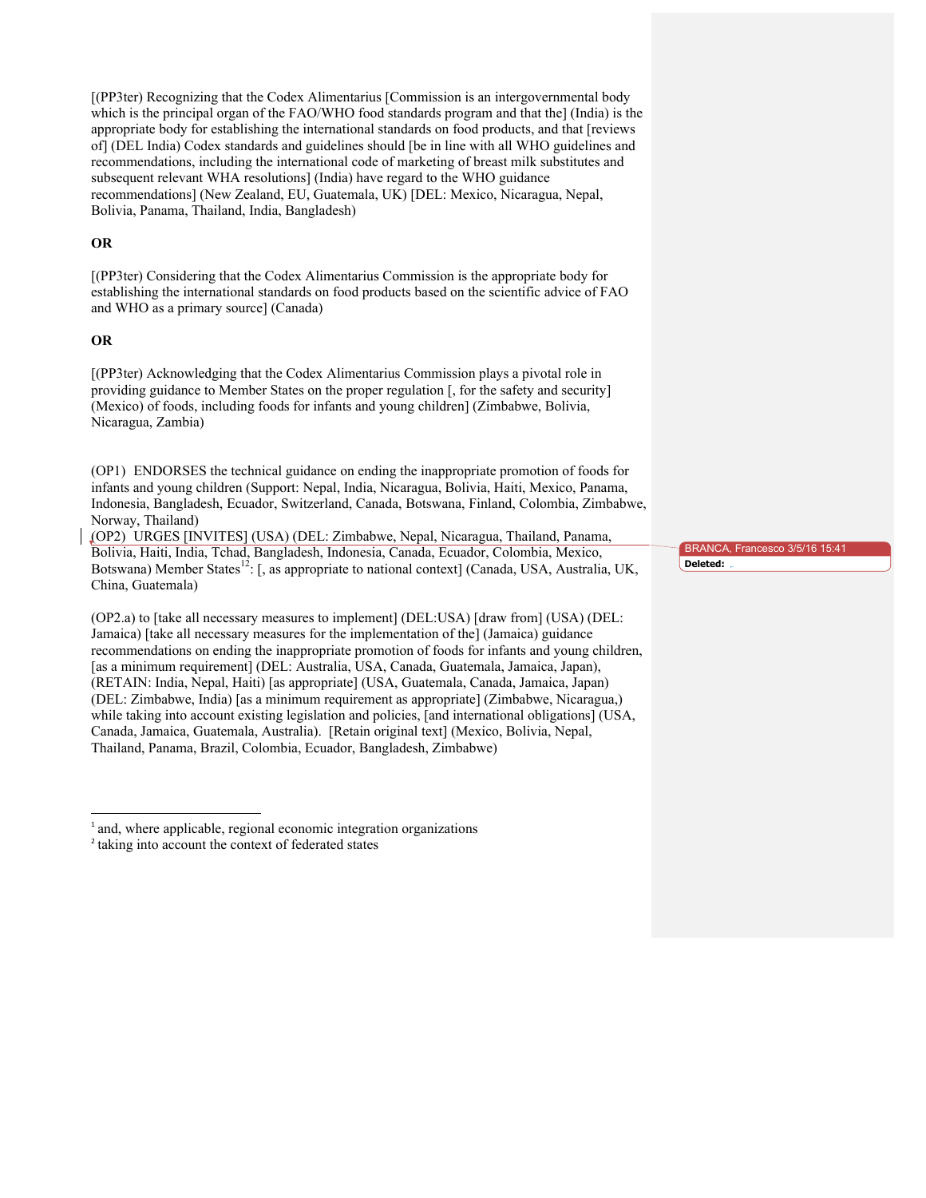[(PP3ter) Recognizing that the Codex Alimentarius [Commission is an intergovernmental body which is the principal organ of the FAO/WHO food standards program and that the] (India) is the appropriate body for establishing the international standards on food products, and that [reviews of] (DEL India) Codex standards and guidelines should [be in line with all WHO guidelines and recommendations, including the international code of marketing of breast milk substitutes and subsequent relevant WHA resolutions] (India) have regard to the WHO guidance recommendations] (New Zealand, EU, Guatemala, UK) [DEL: Mexico, Nicaragua, Nepal, Bolivia, Panama, Thailand, India, Bangladesh)

**OR**

[(PP3ter) Considering that the Codex Alimentarius Commission is the appropriate body for establishing the international standards on food products based on the scientific advice of FAO and WHO as a primary source] (Canada)

**OR**

[(PP3ter) Acknowledging that the Codex Alimentarius Commission plays a pivotal role in providing guidance to Member States on the proper regulation [, for the safety and security] (Mexico) of foods, including foods for infants and young children] (Zimbabwe, Bolivia, Nicaragua, Zambia)

(OP1) ENDORSES the technical guidance on ending the inappropriate promotion of foods for infants and young children (Support: Nepal, India, Nicaragua, Bolivia, Haiti, Mexico, Panama, Indonesia, Bangladesh, Ecuador, Switzerland, Canada, Botswana, Finland, Colombia, Zimbabwe, Norway, Thailand)

(OP2) URGES [INVITES] (USA) (DEL: Zimbabwe, Nepal, Nicaragua, Thailand, Panama, Bolivia, Haiti, India, Tchad, Bangladesh, Indonesia, Canada, Ecuador, Colombia, Mexico, Botswana) Member States[1][2]: [, as appropriate to national context] (Canada, USA, Australia, UK, China, Guatemala)

BRANCA, Francesco 3/5/16 15:41
**Deleted:** .

(OP2.a) to [take all necessary measures to implement] (DEL:USA) [draw from] (USA) (DEL: Jamaica) [take all necessary measures for the implementation of the] (Jamaica) guidance recommendations on ending the inappropriate promotion of foods for infants and young children, [as a minimum requirement] (DEL: Australia, USA, Canada, Guatemala, Jamaica, Japan), (RETAIN: India, Nepal, Haiti) [as appropriate] (USA, Guatemala, Canada, Jamaica, Japan) (DEL: Zimbabwe, India) [as a minimum requirement as appropriate] (Zimbabwe, Nicaragua,) while taking into account existing legislation and policies, [and international obligations] (USA, Canada, Jamaica, Guatemala, Australia). [Retain original text] (Mexico, Bolivia, Nepal, Thailand, Panama, Brazil, Colombia, Ecuador, Bangladesh, Zimbabwe)

---

[1] and, where applicable, regional economic integration organizations

[2] taking into account the context of federated states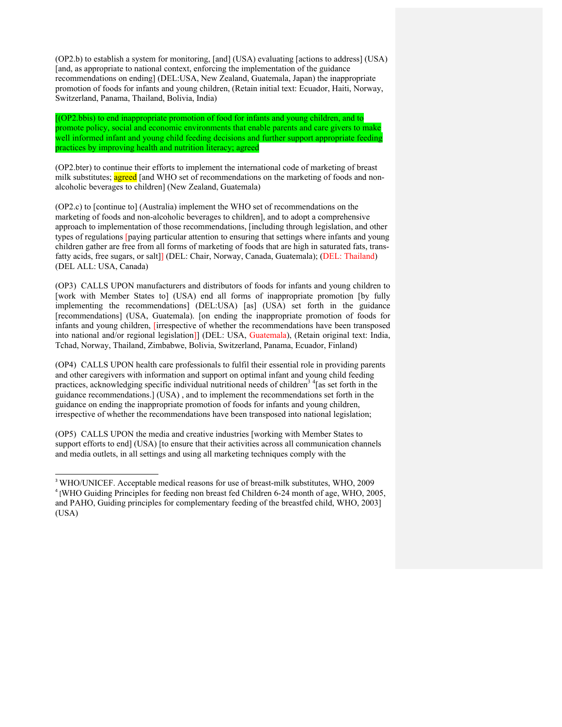(OP2.b) to establish a system for monitoring, [and] (USA) evaluating [actions to address] (USA) [and, as appropriate to national context, enforcing the implementation of the guidance recommendations on ending] (DEL:USA, New Zealand, Guatemala, Japan) the inappropriate promotion of foods for infants and young children, (Retain initial text: Ecuador, Haiti, Norway, Switzerland, Panama, Thailand, Bolivia, India)

[(OP2.bbis) to end inappropriate promotion of food for infants and young children, and to promote policy, social and economic environments that enable parents and care givers to make well informed infant and young child feeding decisions and further support appropriate feeding practices by improving health and nutrition literacy; agreed

(OP2.bter) to continue their efforts to implement the international code of marketing of breast milk substitutes; agreed [and WHO set of recommendations on the marketing of foods and non-alcoholic beverages to children] (New Zealand, Guatemala)

(OP2.c) to [continue to] (Australia) implement the WHO set of recommendations on the marketing of foods and non-alcoholic beverages to children], and to adopt a comprehensive approach to implementation of those recommendations, [including through legislation, and other types of regulations [paying particular attention to ensuring that settings where infants and young children gather are free from all forms of marketing of foods that are high in saturated fats, trans-fatty acids, free sugars, or salt]] (DEL: Chair, Norway, Canada, Guatemala); (DEL: Thailand) (DEL ALL: USA, Canada)

(OP3) CALLS UPON manufacturers and distributors of foods for infants and young children to [work with Member States to] (USA) end all forms of inappropriate promotion [by fully implementing the recommendations] (DEL:USA) [as] (USA) set forth in the guidance [recommendations] (USA, Guatemala). [on ending the inappropriate promotion of foods for infants and young children, [irrespective of whether the recommendations have been transposed into national and/or regional legislation]] (DEL: USA, Guatemala), (Retain original text: India, Tchad, Norway, Thailand, Zimbabwe, Bolivia, Switzerland, Panama, Ecuador, Finland)

(OP4) CALLS UPON health care professionals to fulfil their essential role in providing parents and other caregivers with information and support on optimal infant and young child feeding practices, acknowledging specific individual nutritional needs of children[3] [4][as set forth in the guidance recommendations.] (USA) , and to implement the recommendations set forth in the guidance on ending the inappropriate promotion of foods for infants and young children, irrespective of whether the recommendations have been transposed into national legislation;

(OP5) CALLS UPON the media and creative industries [working with Member States to support efforts to end] (USA) [to ensure that their activities across all communication channels and media outlets, in all settings and using all marketing techniques comply with the

---

[3] WHO/UNICEF. Acceptable medical reasons for use of breast-milk substitutes, WHO, 2009

[4] [WHO Guiding Principles for feeding non breast fed Children 6-24 month of age, WHO, 2005, and PAHO, Guiding principles for complementary feeding of the breastfed child, WHO, 2003] (USA)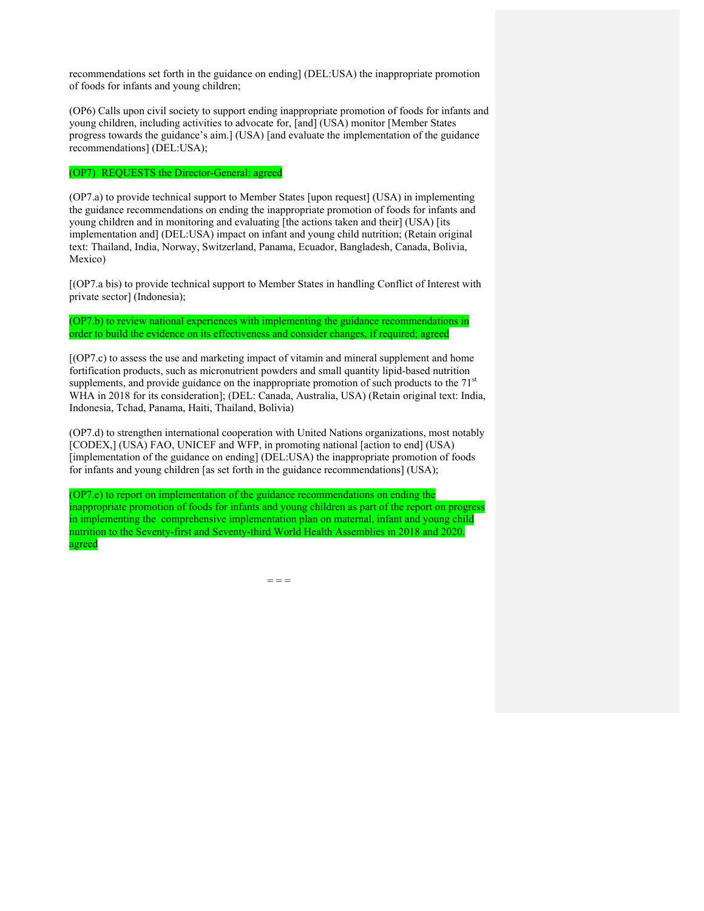recommendations set forth in the guidance on ending] (DEL:USA) the inappropriate promotion of foods for infants and young children;

(OP6) Calls upon civil society to support ending inappropriate promotion of foods for infants and young children, including activities to advocate for, [and] (USA) monitor [Member States progress towards the guidance's aim.] (USA) [and evaluate the implementation of the guidance recommendations] (DEL:USA);

(OP7) REQUESTS the Director-General: agreed

(OP7.a) to provide technical support to Member States [upon request] (USA) in implementing the guidance recommendations on ending the inappropriate promotion of foods for infants and young children and in monitoring and evaluating [the actions taken and their] (USA) [its implementation and] (DEL:USA) impact on infant and young child nutrition; (Retain original text: Thailand, India, Norway, Switzerland, Panama, Ecuador, Bangladesh, Canada, Bolivia, Mexico)

[(OP7.a bis) to provide technical support to Member States in handling Conflict of Interest with private sector] (Indonesia);

(OP7.b) to review national experiences with implementing the guidance recommendations in order to build the evidence on its effectiveness and consider changes, if required; agreed

[(OP7.c) to assess the use and marketing impact of vitamin and mineral supplement and home fortification products, such as micronutrient powders and small quantity lipid-based nutrition supplements, and provide guidance on the inappropriate promotion of such products to the 71st WHA in 2018 for its consideration]; (DEL: Canada, Australia, USA) (Retain original text: India, Indonesia, Tchad, Panama, Haiti, Thailand, Bolivia)

(OP7.d) to strengthen international cooperation with United Nations organizations, most notably [CODEX,] (USA) FAO, UNICEF and WFP, in promoting national [action to end] (USA) [implementation of the guidance on ending] (DEL:USA) the inappropriate promotion of foods for infants and young children [as set forth in the guidance recommendations] (USA);

(OP7.e) to report on implementation of the guidance recommendations on ending the inappropriate promotion of foods for infants and young children as part of the report on progress in implementing the comprehensive implementation plan on maternal, infant and young child nutrition to the Seventy-first and Seventy-third World Health Assemblies in 2018 and 2020. agreed

= = =